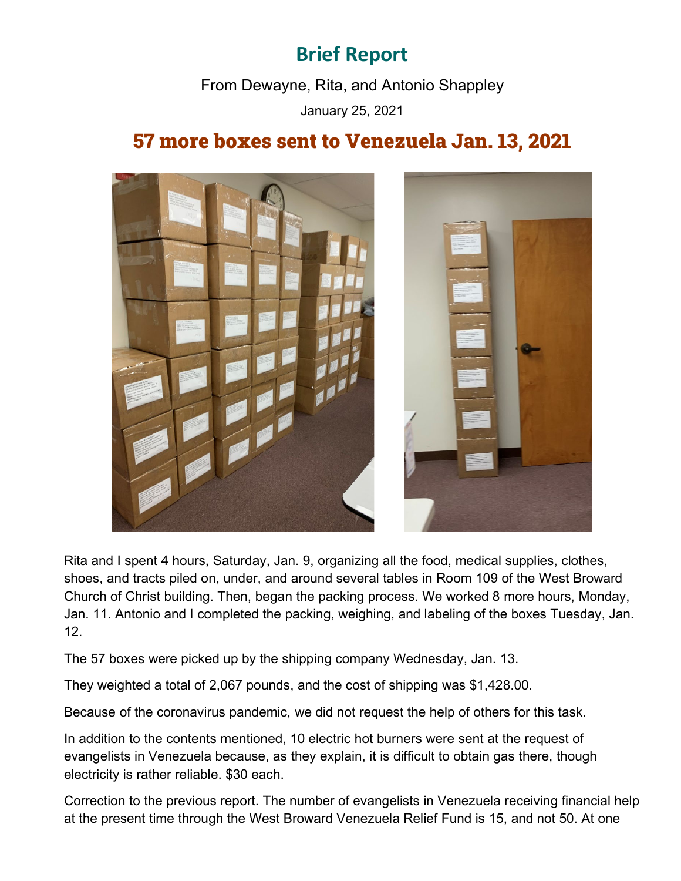# Brief Report

From Dewayne, Rita, and Antonio Shappley

January 25, 2021

## 57 more boxes sent to Venezuela Jan. 13, 2021

Rita and I spent 4 hours, Saturday, Jan. 9, organizing all the food, medical supplies, clothes, shoes, and tracts piled on, under, and around several tables in Room 109 of the West Broward Church of Christ building. Then, began the packing process. We worked 8 more hours, Monday, Jan. 11. Antonio and I completed the packing, weighing, and labeling of the boxes Tuesday, Jan. 12.

The 57 boxes were picked up by the shipping company Wednesday, Jan. 13.

They weighted a total of 2,067 pounds, and the cost of shipping was $1,428.00.

Because of the coronavirus pandemic, we did not request the help of others for this task.

In addition to the contents mentioned, 10 electric hot burners were sent at the request of evangelists in Venezuela because, as they explain, it is difficult to obtain gas there, though electricity is rather reliable. $30 each.

Correction to the previous report. The number of evangelists in Venezuela receiving financial help at the present time through the West Broward Venezuela Relief Fund is 15, and not 50. At one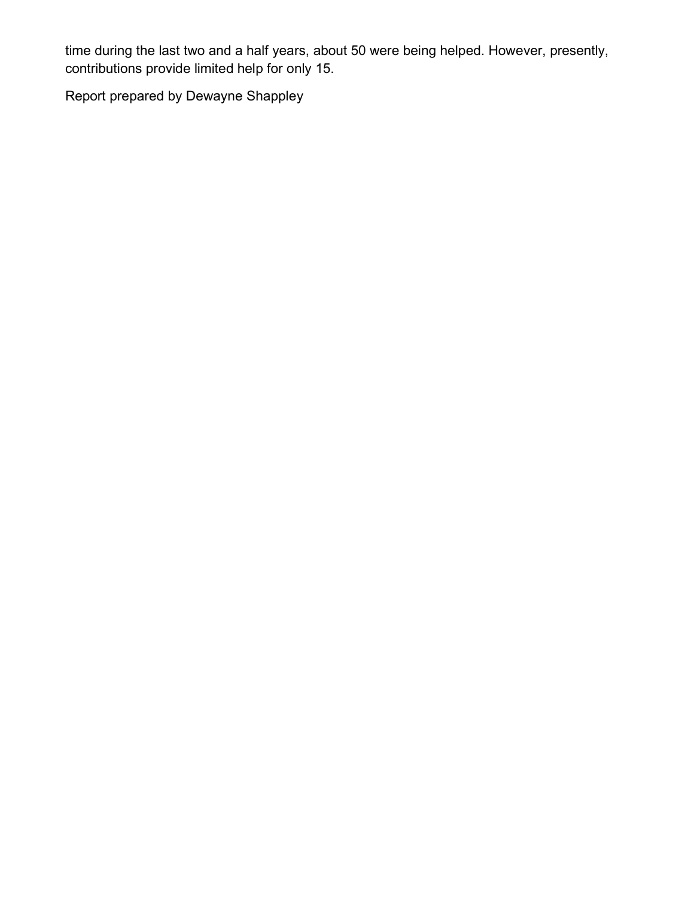time during the last two and a half years, about 50 were being helped. However, presently, contributions provide limited help for only 15.

Report prepared by Dewayne Shappley